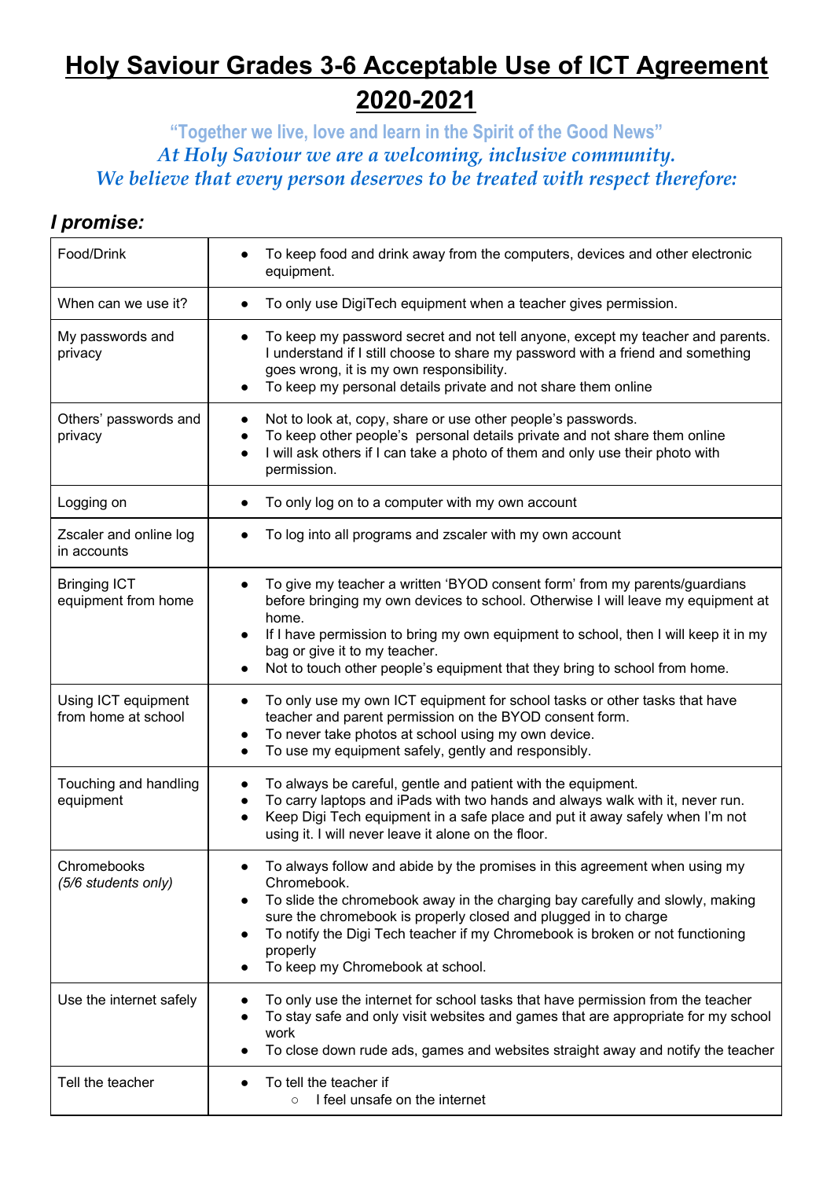# Holy Saviour Grades 3-6 Acceptable Use of ICT Agreement 2020-2021

**"Together we live, love and learn in the Spirit of the Good News"**

*At Holy Saviour we are a welcoming, inclusive community.*
*We believe that every person deserves to be treated with respect therefore:*

## *I promise:*

| | |
|---|---|
| Food/Drink | • To keep food and drink away from the computers, devices and other electronic equipment. |
| When can we use it? | • To only use DigiTech equipment when a teacher gives permission. |
| My passwords and privacy | • To keep my password secret and not tell anyone, except my teacher and parents. I understand if I still choose to share my password with a friend and something goes wrong, it is my own responsibility.<br>• To keep my personal details private and not share them online |
| Others' passwords and privacy | • Not to look at, copy, share or use other people's passwords.<br>• To keep other people's personal details private and not share them online<br>• I will ask others if I can take a photo of them and only use their photo with permission. |
| Logging on | • To only log on to a computer with my own account |
| Zscaler and online log in accounts | • To log into all programs and zscaler with my own account |
| Bringing ICT equipment from home | • To give my teacher a written 'BYOD consent form' from my parents/guardians before bringing my own devices to school. Otherwise I will leave my equipment at home.<br>• If I have permission to bring my own equipment to school, then I will keep it in my bag or give it to my teacher.<br>• Not to touch other people's equipment that they bring to school from home. |
| Using ICT equipment from home at school | • To only use my own ICT equipment for school tasks or other tasks that have teacher and parent permission on the BYOD consent form.<br>• To never take photos at school using my own device.<br>• To use my equipment safely, gently and responsibly. |
| Touching and handling equipment | • To always be careful, gentle and patient with the equipment.<br>• To carry laptops and iPads with two hands and always walk with it, never run.<br>• Keep Digi Tech equipment in a safe place and put it away safely when I'm not using it. I will never leave it alone on the floor. |
| Chromebooks *(5/6 students only)* | • To always follow and abide by the promises in this agreement when using my Chromebook.<br>• To slide the chromebook away in the charging bay carefully and slowly, making sure the chromebook is properly closed and plugged in to charge<br>• To notify the Digi Tech teacher if my Chromebook is broken or not functioning properly<br>• To keep my Chromebook at school. |
| Use the internet safely | • To only use the internet for school tasks that have permission from the teacher<br>• To stay safe and only visit websites and games that are appropriate for my school work<br>• To close down rude ads, games and websites straight away and notify the teacher |
| Tell the teacher | • To tell the teacher if<br>&nbsp;&nbsp;&nbsp;&nbsp;○ I feel unsafe on the internet |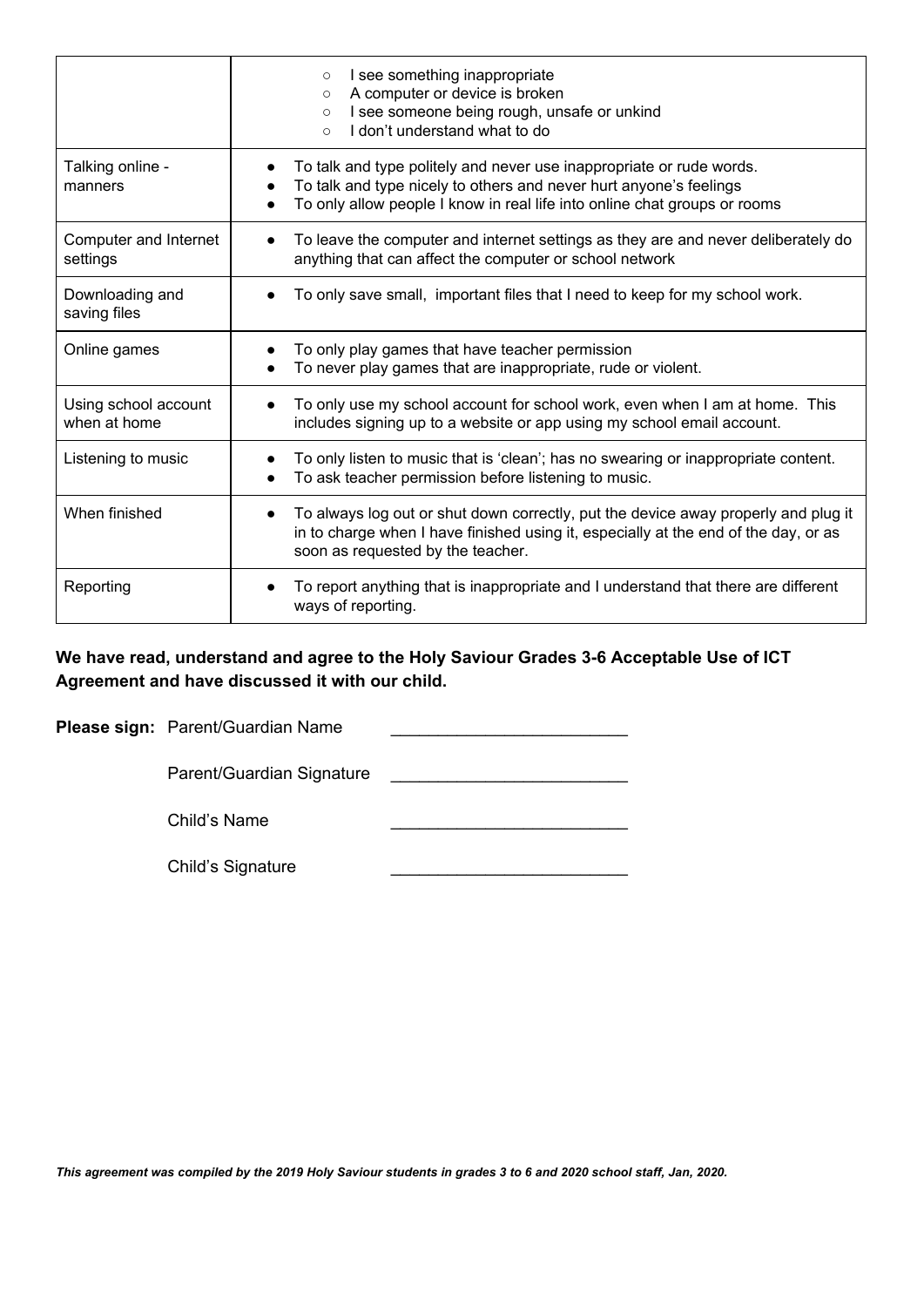| | |
|---|---|
| | <ul><li>I see something inappropriate</li><li>A computer or device is broken</li><li>I see someone being rough, unsafe or unkind</li><li>I don't understand what to do</li></ul> |
| Talking online - manners | <ul><li>To talk and type politely and never use inappropriate or rude words.</li><li>To talk and type nicely to others and never hurt anyone's feelings</li><li>To only allow people I know in real life into online chat groups or rooms</li></ul> |
| Computer and Internet settings | <ul><li>To leave the computer and internet settings as they are and never deliberately do anything that can affect the computer or school network</li></ul> |
| Downloading and saving files | <ul><li>To only save small, important files that I need to keep for my school work.</li></ul> |
| Online games | <ul><li>To only play games that have teacher permission</li><li>To never play games that are inappropriate, rude or violent.</li></ul> |
| Using school account when at home | <ul><li>To only use my school account for school work, even when I am at home. This includes signing up to a website or app using my school email account.</li></ul> |
| Listening to music | <ul><li>To only listen to music that is 'clean'; has no swearing or inappropriate content.</li><li>To ask teacher permission before listening to music.</li></ul> |
| When finished | <ul><li>To always log out or shut down correctly, put the device away properly and plug it in to charge when I have finished using it, especially at the end of the day, or as soon as requested by the teacher.</li></ul> |
| Reporting | <ul><li>To report anything that is inappropriate and I understand that there are different ways of reporting.</li></ul> |

**We have read, understand and agree to the Holy Saviour Grades 3-6 Acceptable Use of ICT Agreement and have discussed it with our child.**

**Please sign:** Parent/Guardian Name \_\_\_\_\_\_\_\_\_\_\_\_\_\_\_\_\_\_\_\_\_\_\_\_\_

Parent/Guardian Signature \_\_\_\_\_\_\_\_\_\_\_\_\_\_\_\_\_\_\_\_\_\_\_\_\_

Child's Name \_\_\_\_\_\_\_\_\_\_\_\_\_\_\_\_\_\_\_\_\_\_\_\_\_

Child's Signature \_\_\_\_\_\_\_\_\_\_\_\_\_\_\_\_\_\_\_\_\_\_\_\_\_

***This agreement was compiled by the 2019 Holy Saviour students in grades 3 to 6 and 2020 school staff, Jan, 2020.***